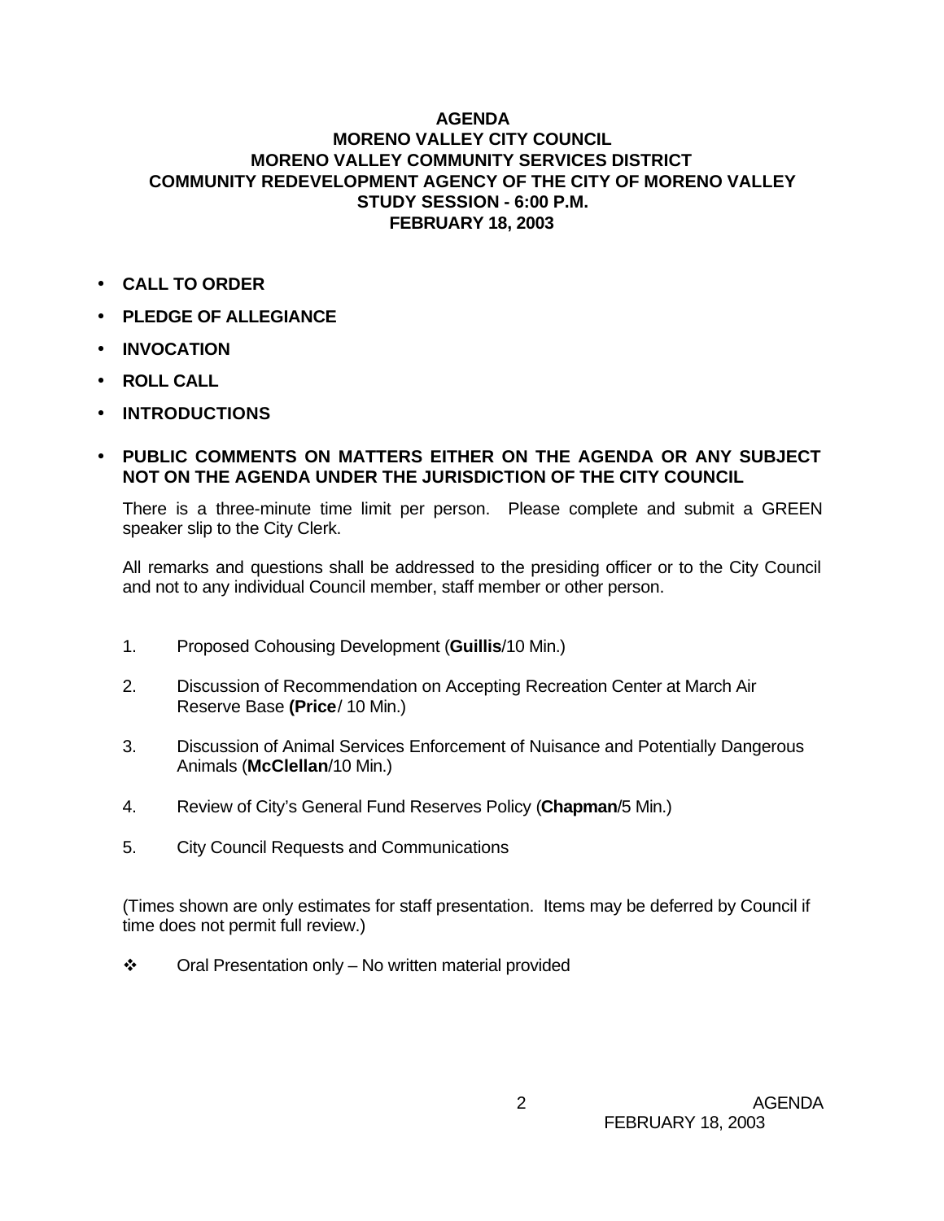# AGENDA
## MORENO VALLEY CITY COUNCIL
## MORENO VALLEY COMMUNITY SERVICES DISTRICT
## COMMUNITY REDEVELOPMENT AGENCY OF THE CITY OF MORENO VALLEY
## STUDY SESSION - 6:00 P.M.
## FEBRUARY 18, 2003

- **CALL TO ORDER**
- **PLEDGE OF ALLEGIANCE**
- **INVOCATION**
- **ROLL CALL**
- **INTRODUCTIONS**
- **PUBLIC COMMENTS ON MATTERS EITHER ON THE AGENDA OR ANY SUBJECT NOT ON THE AGENDA UNDER THE JURISDICTION OF THE CITY COUNCIL**

  There is a three-minute time limit per person. Please complete and submit a GREEN speaker slip to the City Clerk.

  All remarks and questions shall be addressed to the presiding officer or to the City Council and not to any individual Council member, staff member or other person.

1. Proposed Cohousing Development (**Guillis**/10 Min.)
2. Discussion of Recommendation on Accepting Recreation Center at March Air Reserve Base **(Price**/ 10 Min.)
3. Discussion of Animal Services Enforcement of Nuisance and Potentially Dangerous Animals (**McClellan**/10 Min.)
4. Review of City's General Fund Reserves Policy (**Chapman/**5 Min.)
5. City Council Requests and Communications

(Times shown are only estimates for staff presentation. Items may be deferred by Council if time does not permit full review.)

❖ Oral Presentation only – No written material provided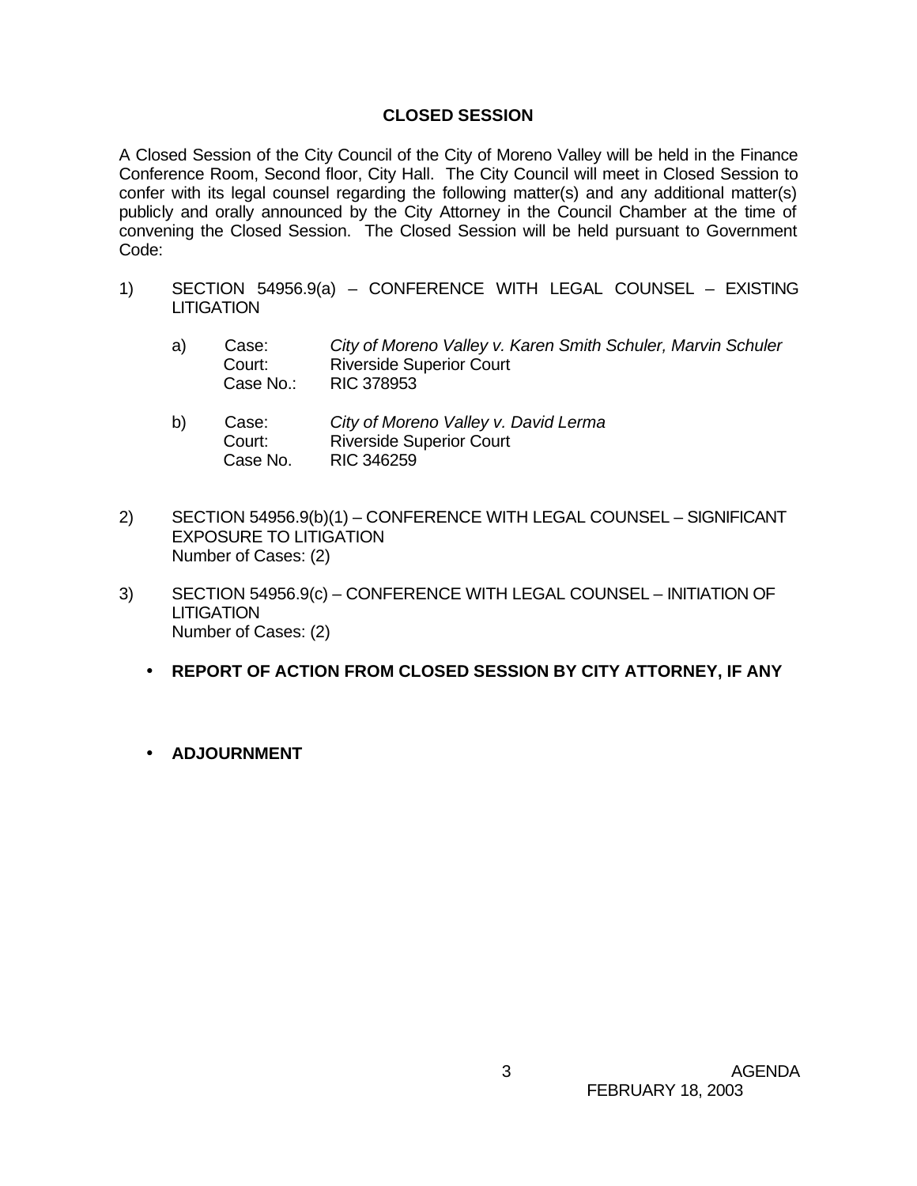## CLOSED SESSION

A Closed Session of the City Council of the City of Moreno Valley will be held in the Finance Conference Room, Second floor, City Hall. The City Council will meet in Closed Session to confer with its legal counsel regarding the following matter(s) and any additional matter(s) publicly and orally announced by the City Attorney in the Council Chamber at the time of convening the Closed Session. The Closed Session will be held pursuant to Government Code:

1) SECTION 54956.9(a) – CONFERENCE WITH LEGAL COUNSEL – EXISTING LITIGATION

   a) Case: *City of Moreno Valley v. Karen Smith Schuler, Marvin Schuler*
      Court: Riverside Superior Court
      Case No.: RIC 378953

   b) Case: *City of Moreno Valley v. David Lerma*
      Court: Riverside Superior Court
      Case No. RIC 346259

2) SECTION 54956.9(b)(1) – CONFERENCE WITH LEGAL COUNSEL – SIGNIFICANT EXPOSURE TO LITIGATION
   Number of Cases: (2)

3) SECTION 54956.9(c) – CONFERENCE WITH LEGAL COUNSEL – INITIATION OF LITIGATION
   Number of Cases: (2)

- **REPORT OF ACTION FROM CLOSED SESSION BY CITY ATTORNEY, IF ANY**

- **ADJOURNMENT**